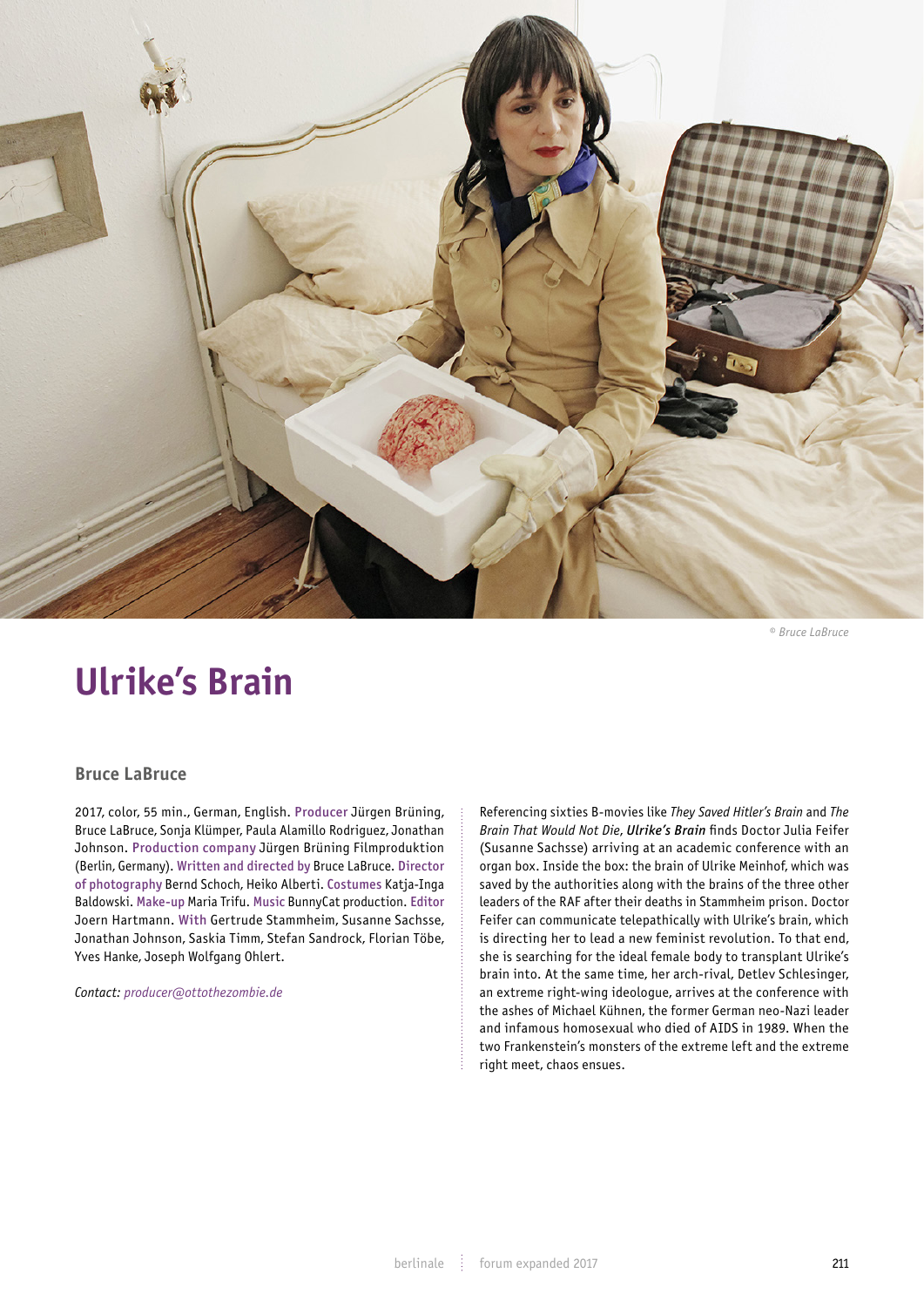© Bruce LaBruce

# Ulrike's Brain

## Bruce LaBruce

2017, color, 55 min., German, English. **Producer** Jürgen Brüning, Bruce LaBruce, Sonja Klümper, Paula Alamillo Rodriguez, Jonathan Johnson. **Production company** Jürgen Brüning Filmproduktion (Berlin, Germany). **Written and directed by** Bruce LaBruce. **Director of photography** Bernd Schoch, Heiko Alberti. **Costumes** Katja-Inga Baldowski. **Make-up** Maria Trifu. **Music** BunnyCat production. **Editor** Joern Hartmann. **With** Gertrude Stammheim, Susanne Sachsse, Jonathan Johnson, Saskia Timm, Stefan Sandrock, Florian Többe, Yves Hanke, Joseph Wolfgang Ohlert.

*Contact: producer@ottothezombie.de*

Referencing sixties B-movies like *They Saved Hitler's Brain* and *The Brain That Would Not Die*, ***Ulrike's Brain*** finds Doctor Julia Feifer (Susanne Sachsse) arriving at an academic conference with an organ box. Inside the box: the brain of Ulrike Meinhof, which was saved by the authorities along with the brains of the three other leaders of the RAF after their deaths in Stammheim prison. Doctor Feifer can communicate telepathically with Ulrike's brain, which is directing her to lead a new feminist revolution. To that end, she is searching for the ideal female body to transplant Ulrike's brain into. At the same time, her arch-rival, Detlev Schlesinger, an extreme right-wing ideologue, arrives at the conference with the ashes of Michael Kühnen, the former German neo-Nazi leader and infamous homosexual who died of AIDS in 1989. When the two Frankenstein's monsters of the extreme left and the extreme right meet, chaos ensues.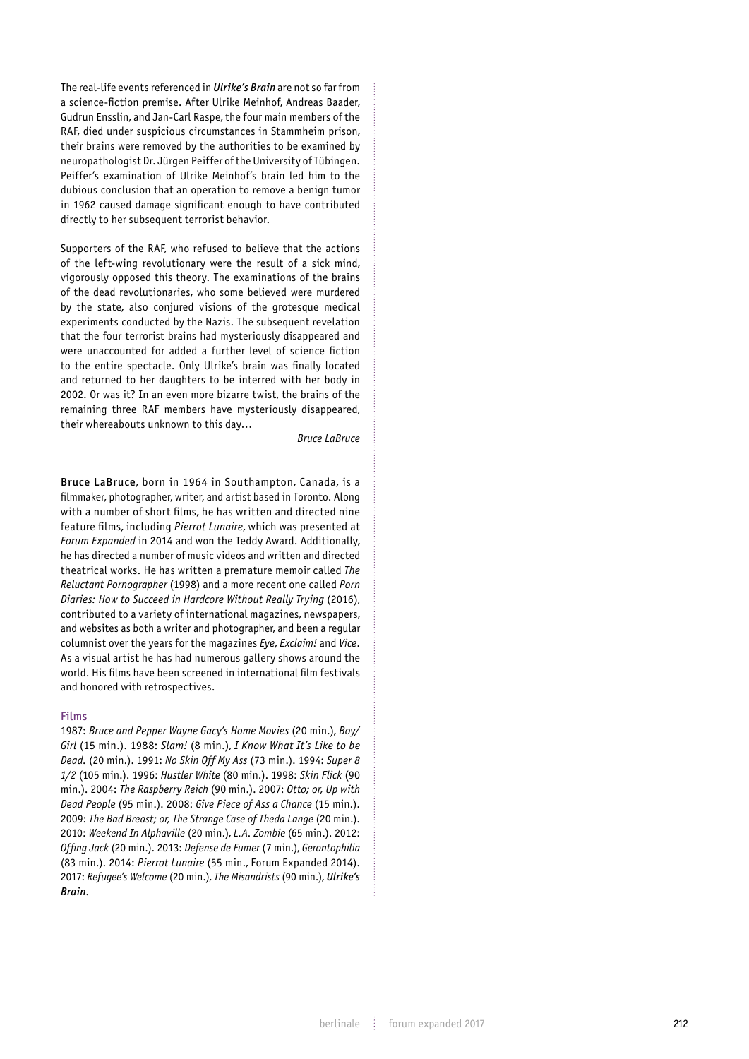The real-life events referenced in ***Ulrike's Brain*** are not so far from a science-fiction premise. After Ulrike Meinhof, Andreas Baader, Gudrun Ensslin, and Jan-Carl Raspe, the four main members of the RAF, died under suspicious circumstances in Stammheim prison, their brains were removed by the authorities to be examined by neuropathologist Dr. Jürgen Peiffer of the University of Tübingen. Peiffer's examination of Ulrike Meinhof's brain led him to the dubious conclusion that an operation to remove a benign tumor in 1962 caused damage significant enough to have contributed directly to her subsequent terrorist behavior.

Supporters of the RAF, who refused to believe that the actions of the left-wing revolutionary were the result of a sick mind, vigorously opposed this theory. The examinations of the brains of the dead revolutionaries, who some believed were murdered by the state, also conjured visions of the grotesque medical experiments conducted by the Nazis. The subsequent revelation that the four terrorist brains had mysteriously disappeared and were unaccounted for added a further level of science fiction to the entire spectacle. Only Ulrike's brain was finally located and returned to her daughters to be interred with her body in 2002. Or was it? In an even more bizarre twist, the brains of the remaining three RAF members have mysteriously disappeared, their whereabouts unknown to this day…

*Bruce LaBruce*

**Bruce LaBruce**, born in 1964 in Southampton, Canada, is a filmmaker, photographer, writer, and artist based in Toronto. Along with a number of short films, he has written and directed nine feature films, including *Pierrot Lunaire*, which was presented at *Forum Expanded* in 2014 and won the Teddy Award. Additionally, he has directed a number of music videos and written and directed theatrical works. He has written a premature memoir called *The Reluctant Pornographer* (1998) and a more recent one called *Porn Diaries: How to Succeed in Hardcore Without Really Trying* (2016), contributed to a variety of international magazines, newspapers, and websites as both a writer and photographer, and been a regular columnist over the years for the magazines *Eye*, *Exclaim!* and *Vice*. As a visual artist he has had numerous gallery shows around the world. His films have been screened in international film festivals and honored with retrospectives.

### Films

1987: *Bruce and Pepper Wayne Gacy's Home Movies* (20 min.), *Boy/Girl* (15 min.). 1988: *Slam!* (8 min.), *I Know What It's Like to be Dead.* (20 min.). 1991: *No Skin Off My Ass* (73 min.). 1994: *Super 8 1/2* (105 min.). 1996: *Hustler White* (80 min.). 1998: *Skin Flick* (90 min.). 2004: *The Raspberry Reich* (90 min.). 2007: *Otto; or, Up with Dead People* (95 min.). 2008: *Give Piece of Ass a Chance* (15 min.). 2009: *The Bad Breast; or, The Strange Case of Theda Lange* (20 min.). 2010: *Weekend In Alphaville* (20 min.), *L.A. Zombie* (65 min.). 2012: *Offing Jack* (20 min.). 2013: *Defense de Fumer* (7 min.), *Gerontophilia* (83 min.). 2014: *Pierrot Lunaire* (55 min., Forum Expanded 2014). 2017: *Refugee's Welcome* (20 min.), *The Misandrists* (90 min.), ***Ulrike's Brain***.